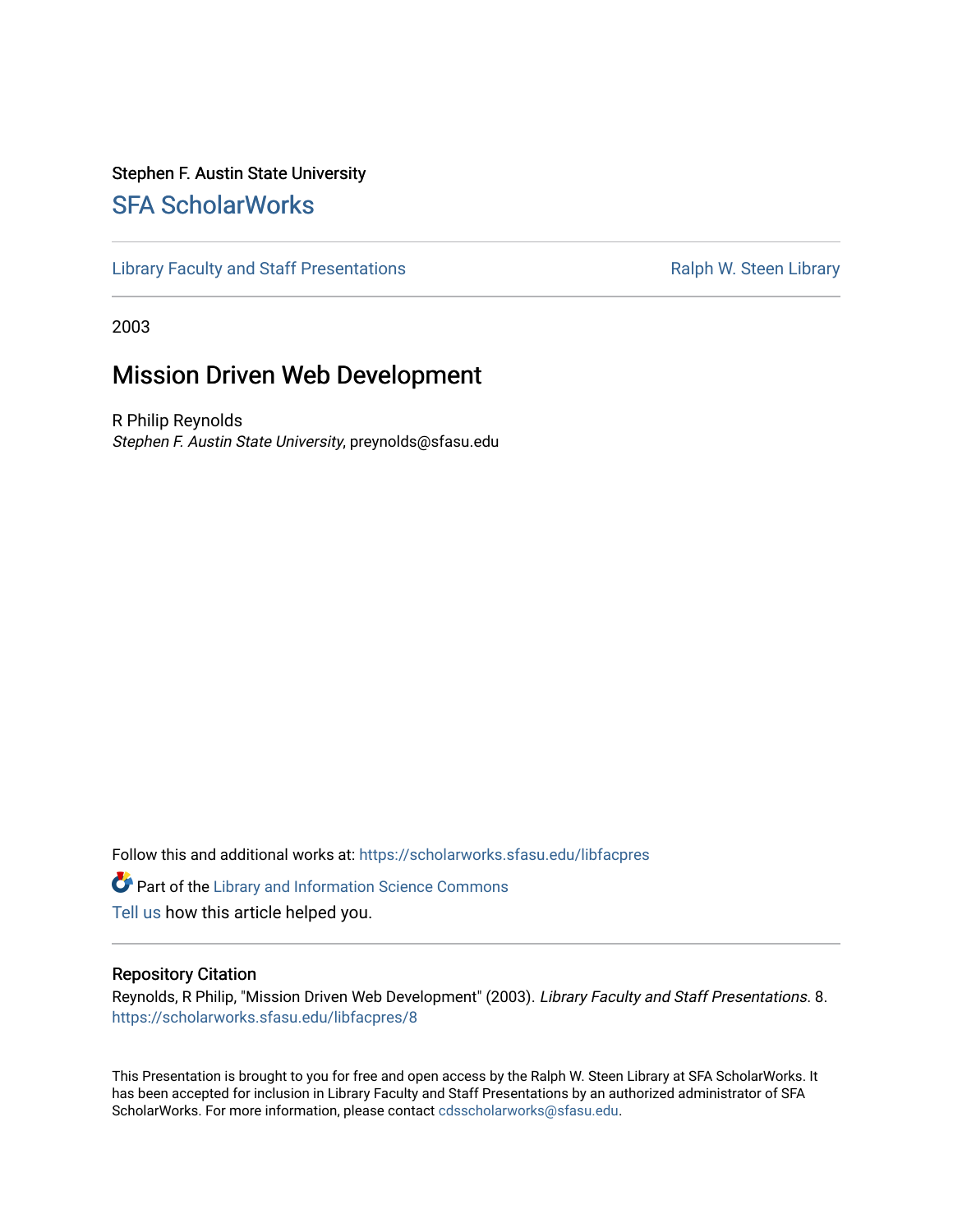Stephen F. Austin State University

## SFA ScholarWorks

Library Faculty and Staff Presentations | Ralph W. Steen Library

2003

# Mission Driven Web Development

R Philip Reynolds
*Stephen F. Austin State University*, preynolds@sfasu.edu

Follow this and additional works at: https://scholarworks.sfasu.edu/libfacpres

Part of the Library and Information Science Commons

Tell us how this article helped you.

### Repository Citation

Reynolds, R Philip, "Mission Driven Web Development" (2003). *Library Faculty and Staff Presentations*. 8.
https://scholarworks.sfasu.edu/libfacpres/8

This Presentation is brought to you for free and open access by the Ralph W. Steen Library at SFA ScholarWorks. It has been accepted for inclusion in Library Faculty and Staff Presentations by an authorized administrator of SFA ScholarWorks. For more information, please contact cdsscholarworks@sfasu.edu.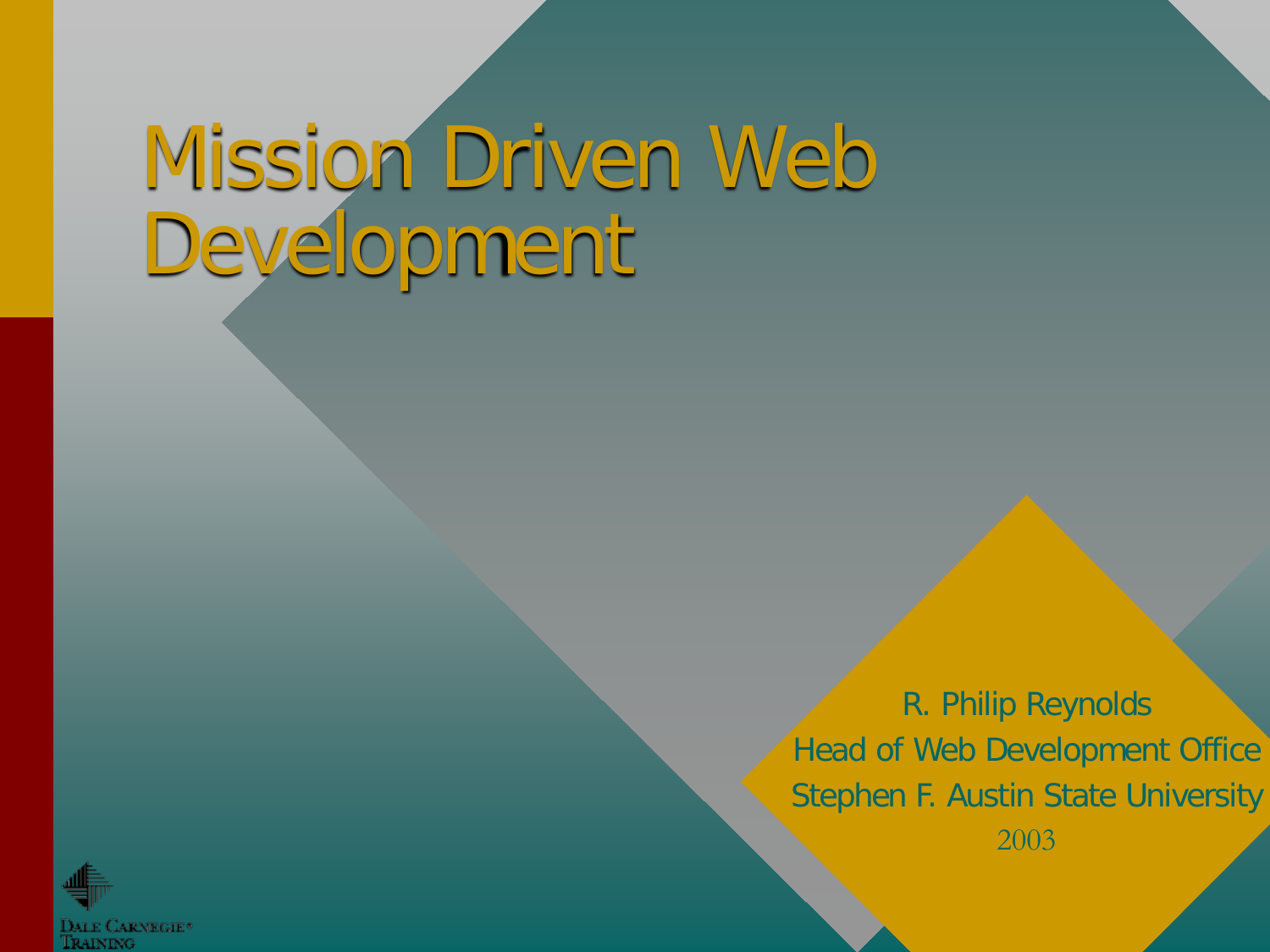# Mission Driven Web Development

R. Philip Reynolds
Head of Web Development Office
Stephen F. Austin State University
2003

Dale Carnegie® Training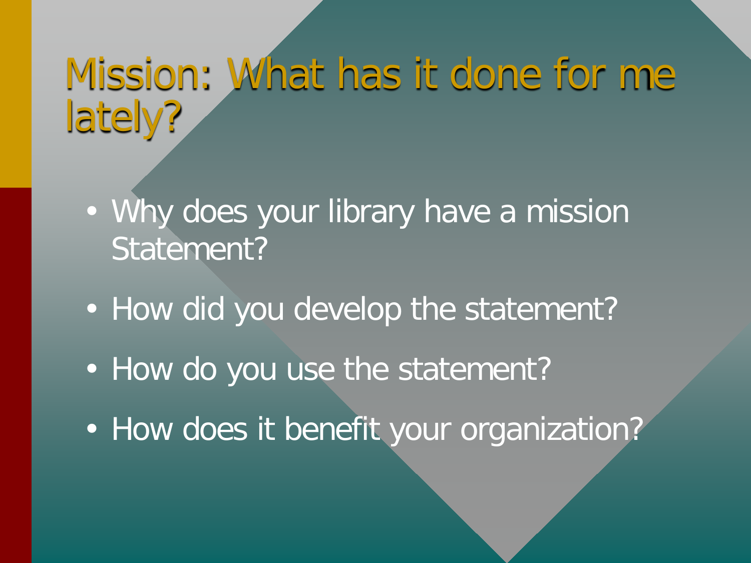# Mission: What has it done for me lately?

- Why does your library have a mission Statement?
- How did you develop the statement?
- How do you use the statement?
- How does it benefit your organization?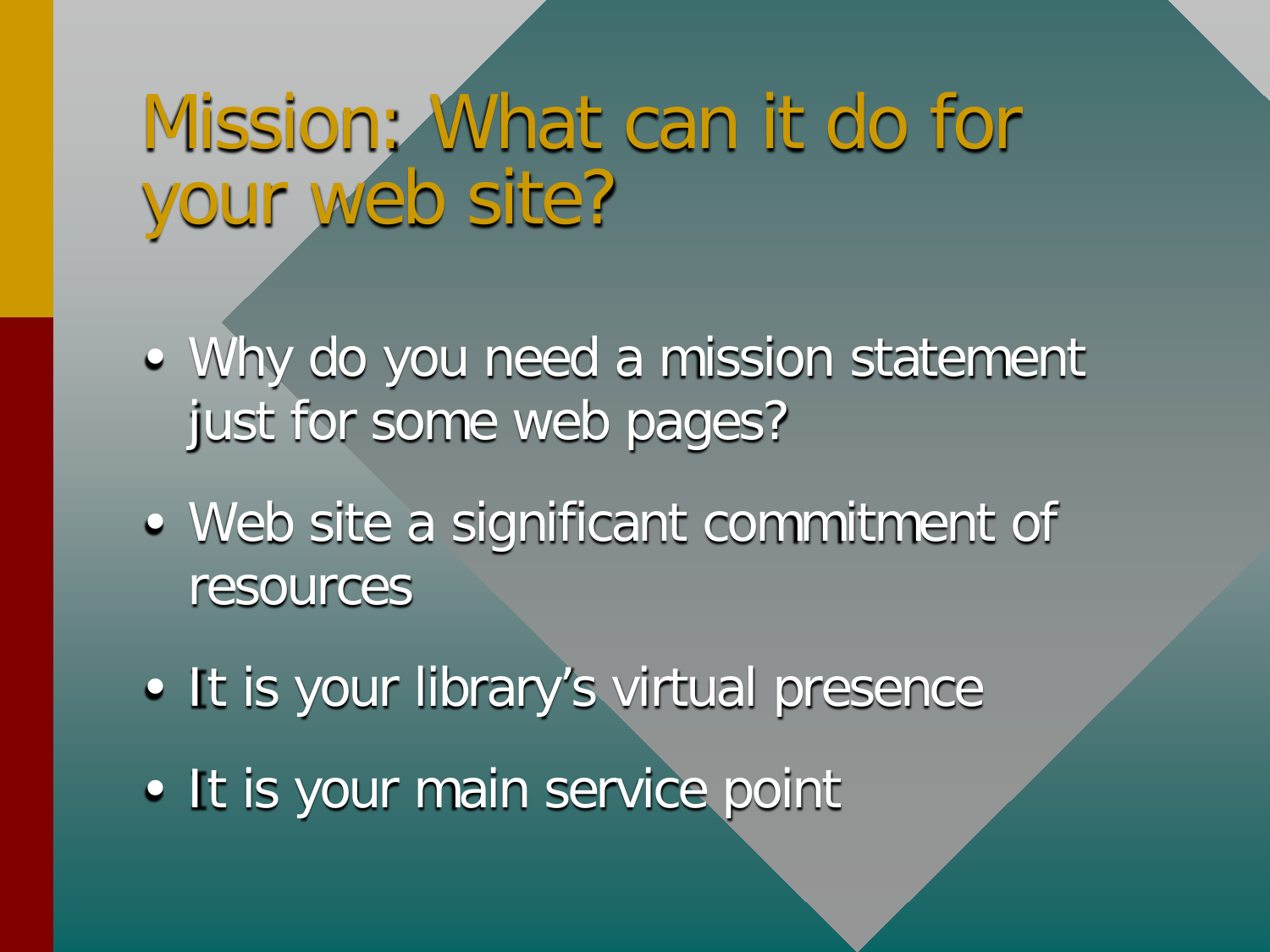# Mission: What can it do for your web site?

- Why do you need a mission statement just for some web pages?
- Web site a significant commitment of resources
- It is your library's virtual presence
- It is your main service point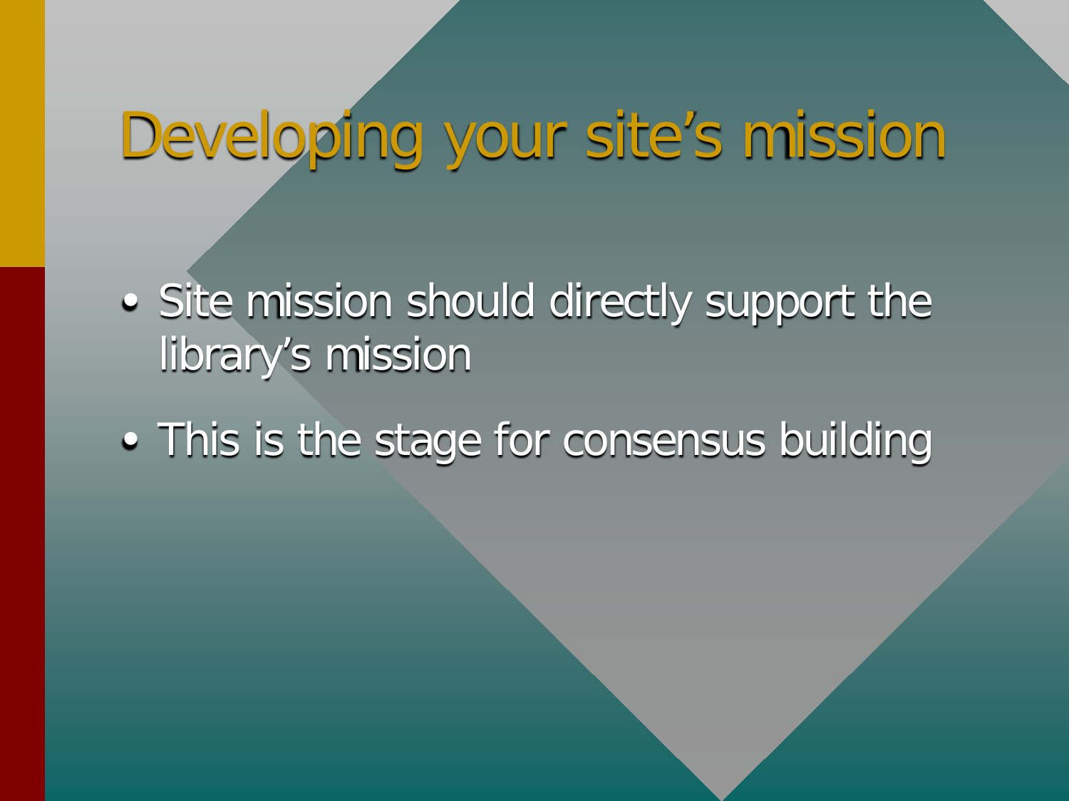# Developing your site's mission

- Site mission should directly support the library's mission
- This is the stage for consensus building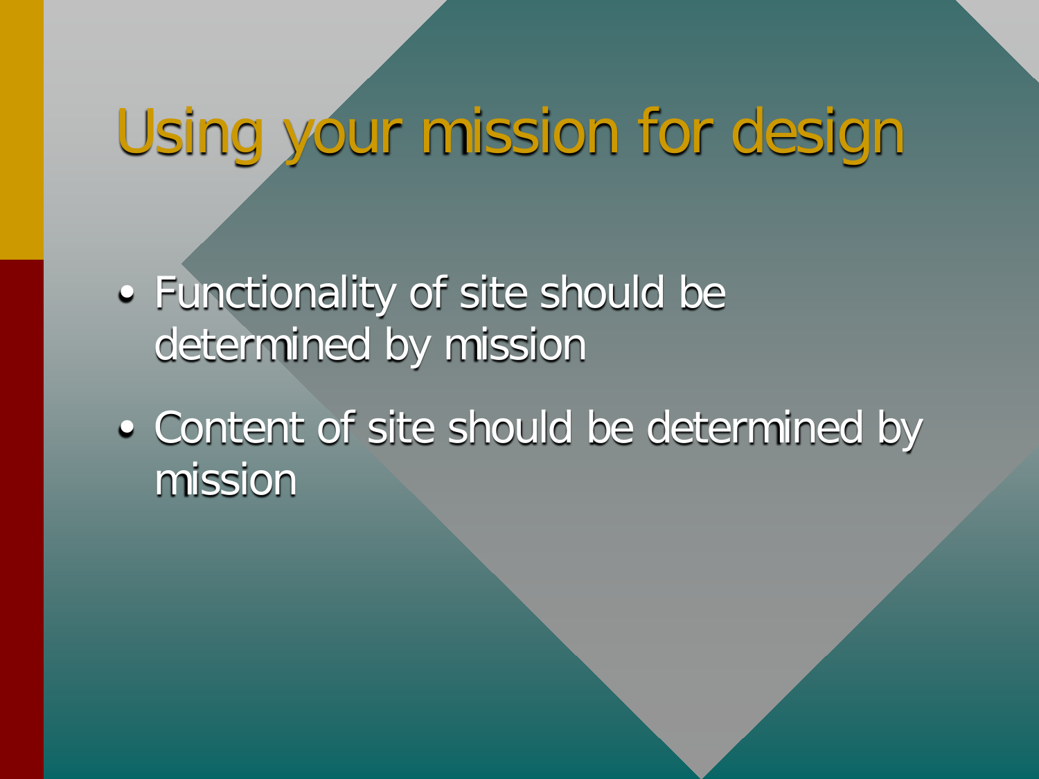# Using your mission for design

- Functionality of site should be determined by mission
- Content of site should be determined by mission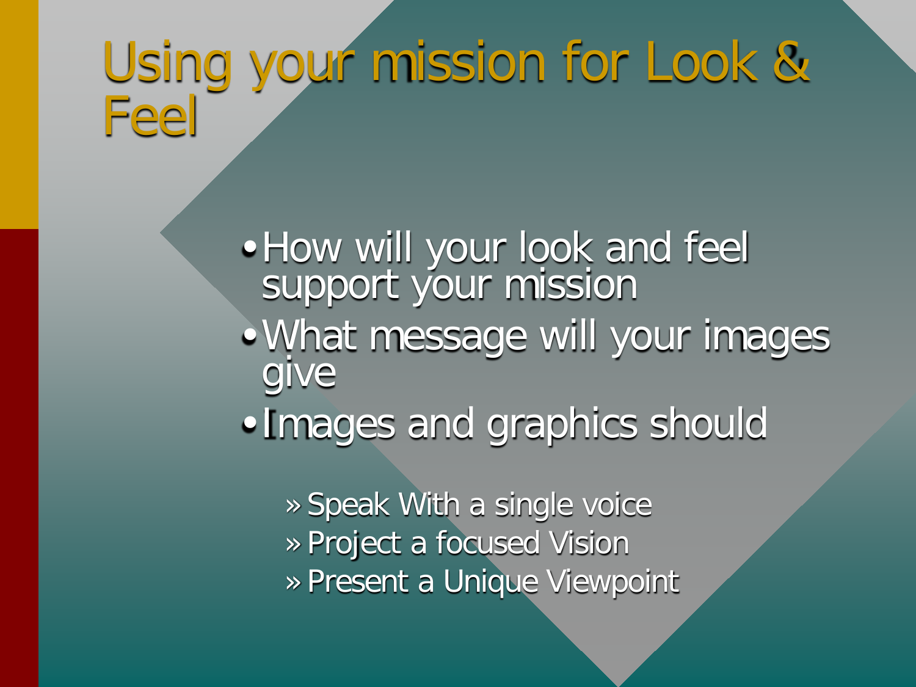# Using your mission for Look & Feel

- How will your look and feel support your mission
- What message will your images give
- Images and graphics should
  - » Speak With a single voice
  - » Project a focused Vision
  - » Present a Unique Viewpoint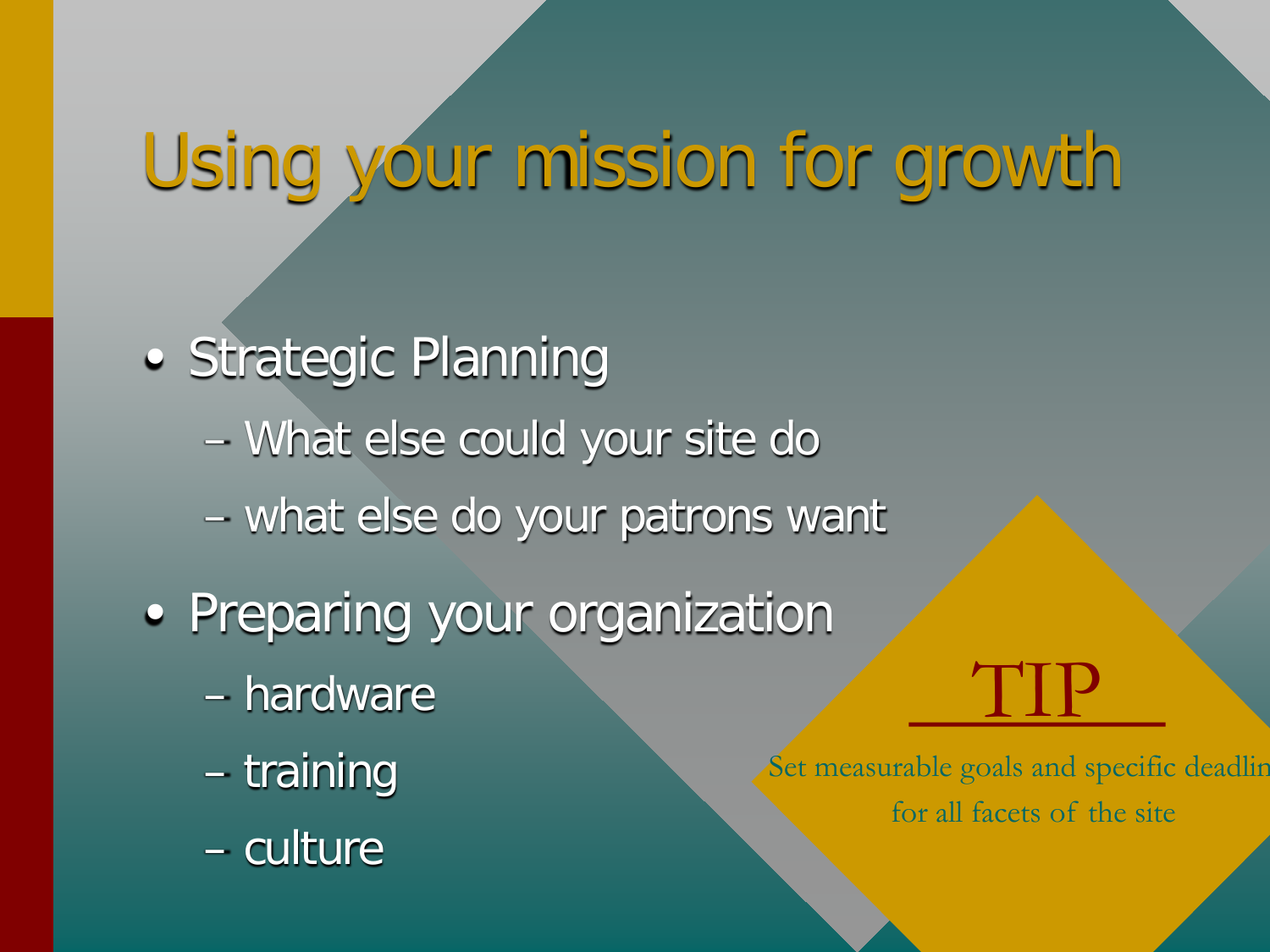# Using your mission for growth

- Strategic Planning
  - What else could your site do
  - what else do your patrons want
- Preparing your organization
  - hardware
  - training
  - culture

TIP

Set measurable goals and specific deadlin
for all facets of the site